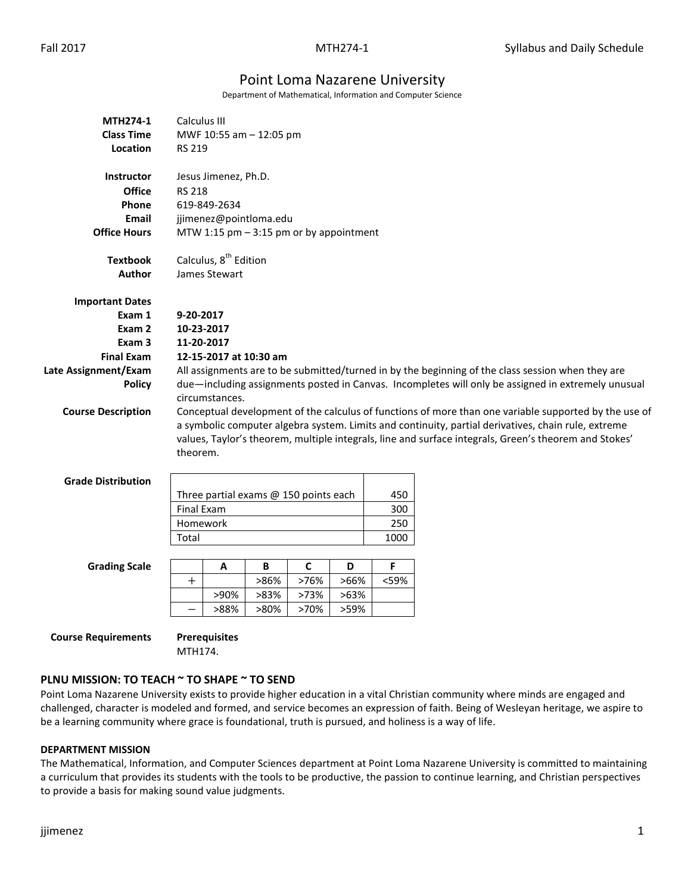# Point Loma Nazarene University

Department of Mathematical, Information and Computer Science

**MTH274-1** Calculus III
**Class Time** MWF 10:55 am – 12:05 pm
**Location** RS 219

**Instructor** Jesus Jimenez, Ph.D.
**Office** RS 218
**Phone** 619-849-2634
**Email** jjimenez@pointloma.edu
**Office Hours** MTW 1:15 pm – 3:15 pm or by appointment

**Textbook** Calculus, 8th Edition
**Author** James Stewart

**Important Dates**
**Exam 1** **9-20-2017**
**Exam 2** **10-23-2017**
**Exam 3** **11-20-2017**
**Final Exam** **12-15-2017 at 10:30 am**

**Late Assignment/Exam Policy** All assignments are to be submitted/turned in by the beginning of the class session when they are due—including assignments posted in Canvas. Incompletes will only be assigned in extremely unusual circumstances.

**Course Description** Conceptual development of the calculus of functions of more than one variable supported by the use of a symbolic computer algebra system. Limits and continuity, partial derivatives, chain rule, extreme values, Taylor's theorem, multiple integrals, line and surface integrals, Green's theorem and Stokes' theorem.

**Grade Distribution**

| | |
|---|---|
| Three partial exams @ 150 points each | 450 |
| Final Exam | 300 |
| Homework | 250 |
| Total | 1000 |

**Grading Scale**

| | A | B | C | D | F |
|---|---|---|---|---|---|
| + | | >86% | >76% | >66% | <59% |
| | >90% | >83% | >73% | >63% | |
| − | >88% | >80% | >70% | >59% | |

**Course Requirements** **Prerequisites**
MTH174.

## PLNU MISSION: TO TEACH ~ TO SHAPE ~ TO SEND

Point Loma Nazarene University exists to provide higher education in a vital Christian community where minds are engaged and challenged, character is modeled and formed, and service becomes an expression of faith. Being of Wesleyan heritage, we aspire to be a learning community where grace is foundational, truth is pursued, and holiness is a way of life.

### DEPARTMENT MISSION

The Mathematical, Information, and Computer Sciences department at Point Loma Nazarene University is committed to maintaining a curriculum that provides its students with the tools to be productive, the passion to continue learning, and Christian perspectives to provide a basis for making sound value judgments.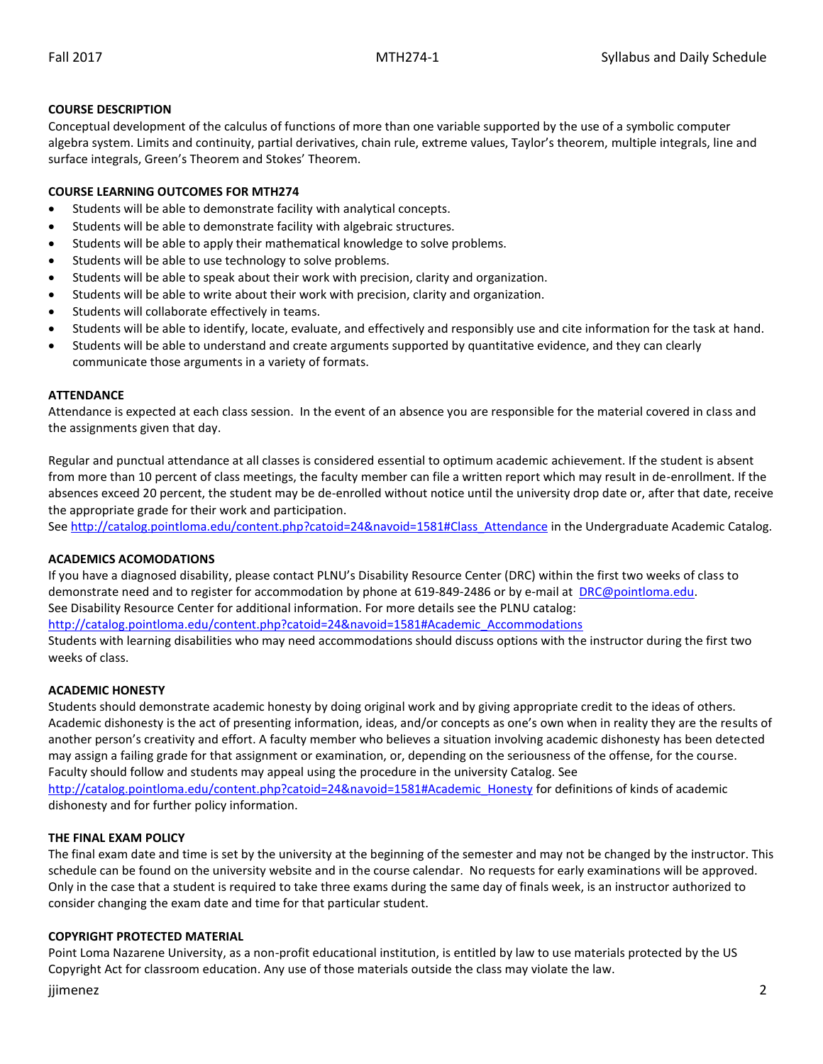## COURSE DESCRIPTION

Conceptual development of the calculus of functions of more than one variable supported by the use of a symbolic computer algebra system. Limits and continuity, partial derivatives, chain rule, extreme values, Taylor's theorem, multiple integrals, line and surface integrals, Green's Theorem and Stokes' Theorem.

## COURSE LEARNING OUTCOMES FOR MTH274

- Students will be able to demonstrate facility with analytical concepts.
- Students will be able to demonstrate facility with algebraic structures.
- Students will be able to apply their mathematical knowledge to solve problems.
- Students will be able to use technology to solve problems.
- Students will be able to speak about their work with precision, clarity and organization.
- Students will be able to write about their work with precision, clarity and organization.
- Students will collaborate effectively in teams.
- Students will be able to identify, locate, evaluate, and effectively and responsibly use and cite information for the task at hand.
- Students will be able to understand and create arguments supported by quantitative evidence, and they can clearly communicate those arguments in a variety of formats.

## ATTENDANCE

Attendance is expected at each class session. In the event of an absence you are responsible for the material covered in class and the assignments given that day.

Regular and punctual attendance at all classes is considered essential to optimum academic achievement. If the student is absent from more than 10 percent of class meetings, the faculty member can file a written report which may result in de-enrollment. If the absences exceed 20 percent, the student may be de-enrolled without notice until the university drop date or, after that date, receive the appropriate grade for their work and participation.
See http://catalog.pointloma.edu/content.php?catoid=24&navoid=1581#Class_Attendance in the Undergraduate Academic Catalog.

## ACADEMICS ACOMODATIONS

If you have a diagnosed disability, please contact PLNU's Disability Resource Center (DRC) within the first two weeks of class to demonstrate need and to register for accommodation by phone at 619-849-2486 or by e-mail at DRC@pointloma.edu.
See Disability Resource Center for additional information. For more details see the PLNU catalog:
http://catalog.pointloma.edu/content.php?catoid=24&navoid=1581#Academic_Accommodations
Students with learning disabilities who may need accommodations should discuss options with the instructor during the first two weeks of class.

## ACADEMIC HONESTY

Students should demonstrate academic honesty by doing original work and by giving appropriate credit to the ideas of others. Academic dishonesty is the act of presenting information, ideas, and/or concepts as one's own when in reality they are the results of another person's creativity and effort. A faculty member who believes a situation involving academic dishonesty has been detected may assign a failing grade for that assignment or examination, or, depending on the seriousness of the offense, for the course. Faculty should follow and students may appeal using the procedure in the university Catalog. See
http://catalog.pointloma.edu/content.php?catoid=24&navoid=1581#Academic_Honesty for definitions of kinds of academic dishonesty and for further policy information.

## THE FINAL EXAM POLICY

The final exam date and time is set by the university at the beginning of the semester and may not be changed by the instructor. This schedule can be found on the university website and in the course calendar. No requests for early examinations will be approved. Only in the case that a student is required to take three exams during the same day of finals week, is an instructor authorized to consider changing the exam date and time for that particular student.

## COPYRIGHT PROTECTED MATERIAL

Point Loma Nazarene University, as a non-profit educational institution, is entitled by law to use materials protected by the US Copyright Act for classroom education. Any use of those materials outside the class may violate the law.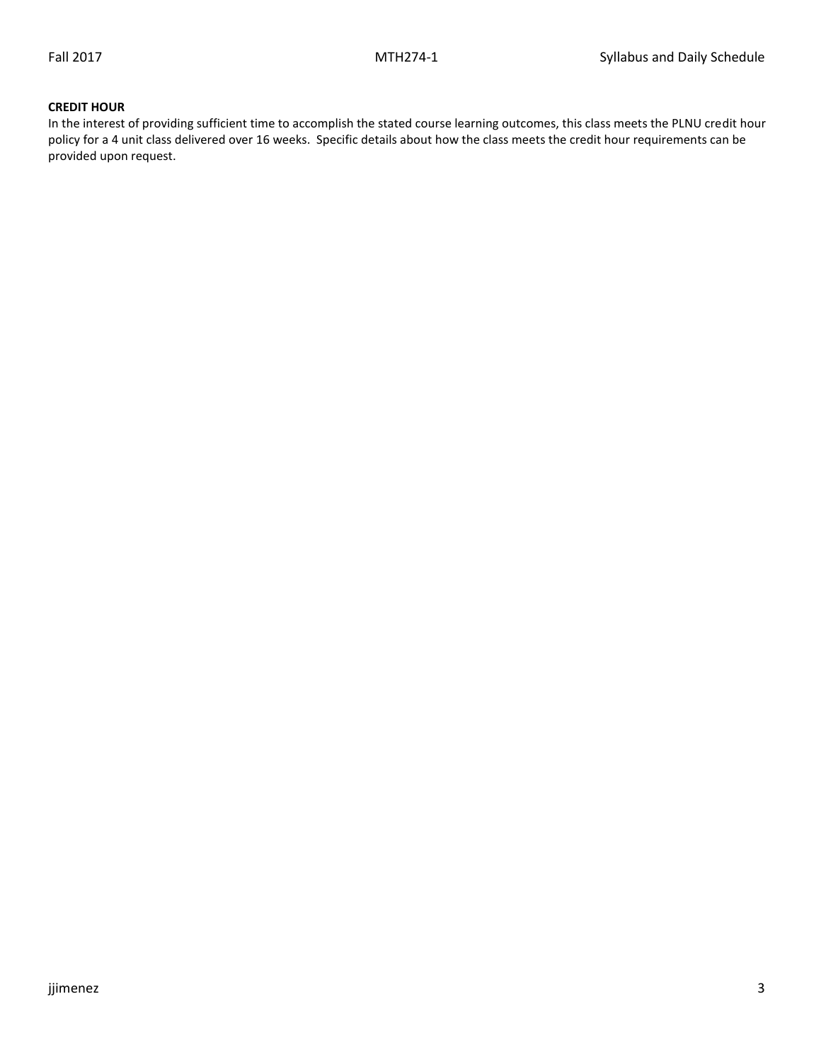**CREDIT HOUR**

In the interest of providing sufficient time to accomplish the stated course learning outcomes, this class meets the PLNU credit hour policy for a 4 unit class delivered over 16 weeks. Specific details about how the class meets the credit hour requirements can be provided upon request.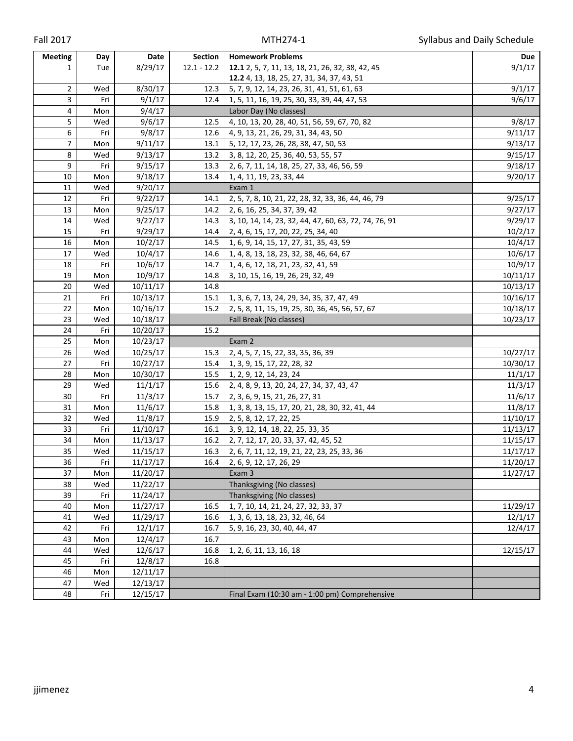| Meeting | Day | Date | Section | Homework Problems | Due |
|---|---|---|---|---|---|
| 1 | Tue | 8/29/17 | 12.1 - 12.2 | **12.1** 2, 5, 7, 11, 13, 18, 21, 26, 32, 38, 42, 45 | 9/1/17 |
| | | | | **12.2** 4, 13, 18, 25, 27, 31, 34, 37, 43, 51 | |
| 2 | Wed | 8/30/17 | 12.3 | 5, 7, 9, 12, 14, 23, 26, 31, 41, 51, 61, 63 | 9/1/17 |
| 3 | Fri | 9/1/17 | 12.4 | 1, 5, 11, 16, 19, 25, 30, 33, 39, 44, 47, 53 | 9/6/17 |
| 4 | Mon | 9/4/17 | | Labor Day (No classes) | |
| 5 | Wed | 9/6/17 | 12.5 | 4, 10, 13, 20, 28, 40, 51, 56, 59, 67, 70, 82 | 9/8/17 |
| 6 | Fri | 9/8/17 | 12.6 | 4, 9, 13, 21, 26, 29, 31, 34, 43, 50 | 9/11/17 |
| 7 | Mon | 9/11/17 | 13.1 | 5, 12, 17, 23, 26, 28, 38, 47, 50, 53 | 9/13/17 |
| 8 | Wed | 9/13/17 | 13.2 | 3, 8, 12, 20, 25, 36, 40, 53, 55, 57 | 9/15/17 |
| 9 | Fri | 9/15/17 | 13.3 | 2, 6, 7, 11, 14, 18, 25, 27, 33, 46, 56, 59 | 9/18/17 |
| 10 | Mon | 9/18/17 | 13.4 | 1, 4, 11, 19, 23, 33, 44 | 9/20/17 |
| 11 | Wed | 9/20/17 | | Exam 1 | |
| 12 | Fri | 9/22/17 | 14.1 | 2, 5, 7, 8, 10, 21, 22, 28, 32, 33, 36, 44, 46, 79 | 9/25/17 |
| 13 | Mon | 9/25/17 | 14.2 | 2, 6, 16, 25, 34, 37, 39, 42 | 9/27/17 |
| 14 | Wed | 9/27/17 | 14.3 | 3, 10, 14, 14, 23, 32, 44, 47, 60, 63, 72, 74, 76, 91 | 9/29/17 |
| 15 | Fri | 9/29/17 | 14.4 | 2, 4, 6, 15, 17, 20, 22, 25, 34, 40 | 10/2/17 |
| 16 | Mon | 10/2/17 | 14.5 | 1, 6, 9, 14, 15, 17, 27, 31, 35, 43, 59 | 10/4/17 |
| 17 | Wed | 10/4/17 | 14.6 | 1, 4, 8, 13, 18, 23, 32, 38, 46, 64, 67 | 10/6/17 |
| 18 | Fri | 10/6/17 | 14.7 | 1, 4, 6, 12, 18, 21, 23, 32, 41, 59 | 10/9/17 |
| 19 | Mon | 10/9/17 | 14.8 | 3, 10, 15, 16, 19, 26, 29, 32, 49 | 10/11/17 |
| 20 | Wed | 10/11/17 | 14.8 | | 10/13/17 |
| 21 | Fri | 10/13/17 | 15.1 | 1, 3, 6, 7, 13, 24, 29, 34, 35, 37, 47, 49 | 10/16/17 |
| 22 | Mon | 10/16/17 | 15.2 | 2, 5, 8, 11, 15, 19, 25, 30, 36, 45, 56, 57, 67 | 10/18/17 |
| 23 | Wed | 10/18/17 | | Fall Break (No classes) | 10/23/17 |
| 24 | Fri | 10/20/17 | 15.2 | | |
| 25 | Mon | 10/23/17 | | Exam 2 | |
| 26 | Wed | 10/25/17 | 15.3 | 2, 4, 5, 7, 15, 22, 33, 35, 36, 39 | 10/27/17 |
| 27 | Fri | 10/27/17 | 15.4 | 1, 3, 9, 15, 17, 22, 28, 32 | 10/30/17 |
| 28 | Mon | 10/30/17 | 15.5 | 1, 2, 9, 12, 14, 23, 24 | 11/1/17 |
| 29 | Wed | 11/1/17 | 15.6 | 2, 4, 8, 9, 13, 20, 24, 27, 34, 37, 43, 47 | 11/3/17 |
| 30 | Fri | 11/3/17 | 15.7 | 2, 3, 6, 9, 15, 21, 26, 27, 31 | 11/6/17 |
| 31 | Mon | 11/6/17 | 15.8 | 1, 3, 8, 13, 15, 17, 20, 21, 28, 30, 32, 41, 44 | 11/8/17 |
| 32 | Wed | 11/8/17 | 15.9 | 2, 5, 8, 12, 17, 22, 25 | 11/10/17 |
| 33 | Fri | 11/10/17 | 16.1 | 3, 9, 12, 14, 18, 22, 25, 33, 35 | 11/13/17 |
| 34 | Mon | 11/13/17 | 16.2 | 2, 7, 12, 17, 20, 33, 37, 42, 45, 52 | 11/15/17 |
| 35 | Wed | 11/15/17 | 16.3 | 2, 6, 7, 11, 12, 19, 21, 22, 23, 25, 33, 36 | 11/17/17 |
| 36 | Fri | 11/17/17 | 16.4 | 2, 6, 9, 12, 17, 26, 29 | 11/20/17 |
| 37 | Mon | 11/20/17 | | Exam 3 | 11/27/17 |
| 38 | Wed | 11/22/17 | | Thanksgiving (No classes) | |
| 39 | Fri | 11/24/17 | | Thanksgiving (No classes) | |
| 40 | Mon | 11/27/17 | 16.5 | 1, 7, 10, 14, 21, 24, 27, 32, 33, 37 | 11/29/17 |
| 41 | Wed | 11/29/17 | 16.6 | 1, 3, 6, 13, 18, 23, 32, 46, 64 | 12/1/17 |
| 42 | Fri | 12/1/17 | 16.7 | 5, 9, 16, 23, 30, 40, 44, 47 | 12/4/17 |
| 43 | Mon | 12/4/17 | 16.7 | | |
| 44 | Wed | 12/6/17 | 16.8 | 1, 2, 6, 11, 13, 16, 18 | 12/15/17 |
| 45 | Fri | 12/8/17 | 16.8 | | |
| 46 | Mon | 12/11/17 | | | |
| 47 | Wed | 12/13/17 | | | |
| 48 | Fri | 12/15/17 | | Final Exam (10:30 am - 1:00 pm) Comprehensive | |